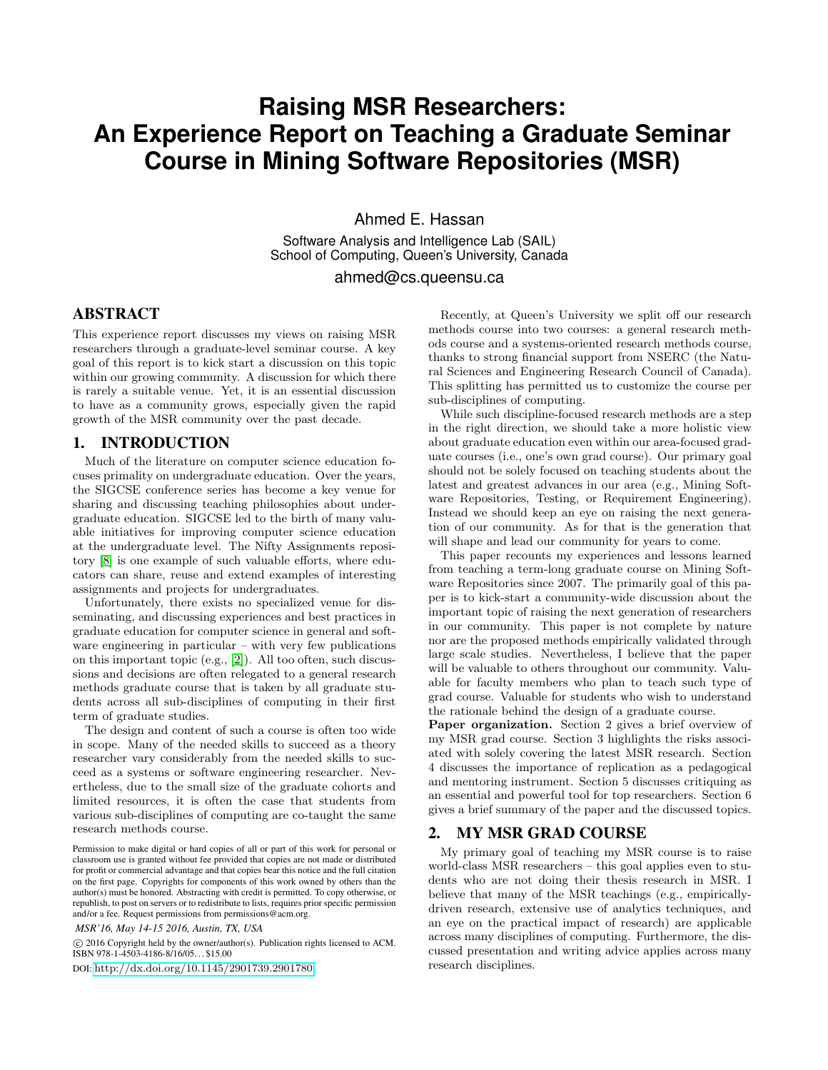# Raising MSR Researchers: An Experience Report on Teaching a Graduate Seminar Course in Mining Software Repositories (MSR)

Ahmed E. Hassan
Software Analysis and Intelligence Lab (SAIL)
School of Computing, Queen's University, Canada
ahmed@cs.queensu.ca

## ABSTRACT

This experience report discusses my views on raising MSR researchers through a graduate-level seminar course. A key goal of this report is to kick start a discussion on this topic within our growing community. A discussion for which there is rarely a suitable venue. Yet, it is an essential discussion to have as a community grows, especially given the rapid growth of the MSR community over the past decade.

## 1. INTRODUCTION

Much of the literature on computer science education focuses primality on undergraduate education. Over the years, the SIGCSE conference series has become a key venue for sharing and discussing teaching philosophies about undergraduate education. SIGCSE led to the birth of many valuable initiatives for improving computer science education at the undergraduate level. The Nifty Assignments repository [8] is one example of such valuable efforts, where educators can share, reuse and extend examples of interesting assignments and projects for undergraduates.

Unfortunately, there exists no specialized venue for disseminating, and discussing experiences and best practices in graduate education for computer science in general and software engineering in particular – with very few publications on this important topic (e.g., [2]). All too often, such discussions and decisions are often relegated to a general research methods graduate course that is taken by all graduate students across all sub-disciplines of computing in their first term of graduate studies.

The design and content of such a course is often too wide in scope. Many of the needed skills to succeed as a theory researcher vary considerably from the needed skills to succeed as a systems or software engineering researcher. Nevertheless, due to the small size of the graduate cohorts and limited resources, it is often the case that students from various sub-disciplines of computing are co-taught the same research methods course.

Permission to make digital or hard copies of all or part of this work for personal or classroom use is granted without fee provided that copies are not made or distributed for profit or commercial advantage and that copies bear this notice and the full citation on the first page. Copyrights for components of this work owned by others than the author(s) must be honored. Abstracting with credit is permitted. To copy otherwise, or republish, to post on servers or to redistribute to lists, requires prior specific permission and/or a fee. Request permissions from permissions@acm.org.

*MSR'16, May 14-15 2016, Austin, TX, USA*

© 2016 Copyright held by the owner/author(s). Publication rights licensed to ACM. ISBN 978-1-4503-4186-8/16/05...$15.00

DOI: http://dx.doi.org/10.1145/2901739.2901780

Recently, at Queen's University we split off our research methods course into two courses: a general research methods course and a systems-oriented research methods course, thanks to strong financial support from NSERC (the Natural Sciences and Engineering Research Council of Canada). This splitting has permitted us to customize the course per sub-disciplines of computing.

While such discipline-focused research methods are a step in the right direction, we should take a more holistic view about graduate education even within our area-focused graduate courses (i.e., one's own grad course). Our primary goal should not be solely focused on teaching students about the latest and greatest advances in our area (e.g., Mining Software Repositories, Testing, or Requirement Engineering). Instead we should keep an eye on raising the next generation of our community. As for that is the generation that will shape and lead our community for years to come.

This paper recounts my experiences and lessons learned from teaching a term-long graduate course on Mining Software Repositories since 2007. The primarily goal of this paper is to kick-start a community-wide discussion about the important topic of raising the next generation of researchers in our community. This paper is not complete by nature nor are the proposed methods empirically validated through large scale studies. Nevertheless, I believe that the paper will be valuable to others throughout our community. Valuable for faculty members who plan to teach such type of grad course. Valuable for students who wish to understand the rationale behind the design of a graduate course.

**Paper organization.** Section 2 gives a brief overview of my MSR grad course. Section 3 highlights the risks associated with solely covering the latest MSR research. Section 4 discusses the importance of replication as a pedagogical and mentoring instrument. Section 5 discusses critiquing as an essential and powerful tool for top researchers. Section 6 gives a brief summary of the paper and the discussed topics.

## 2. MY MSR GRAD COURSE

My primary goal of teaching my MSR course is to raise world-class MSR researchers – this goal applies even to students who are not doing their thesis research in MSR. I believe that many of the MSR teachings (e.g., empirically-driven research, extensive use of analytics techniques, and an eye on the practical impact of research) are applicable across many disciplines of computing. Furthermore, the discussed presentation and writing advice applies across many research disciplines.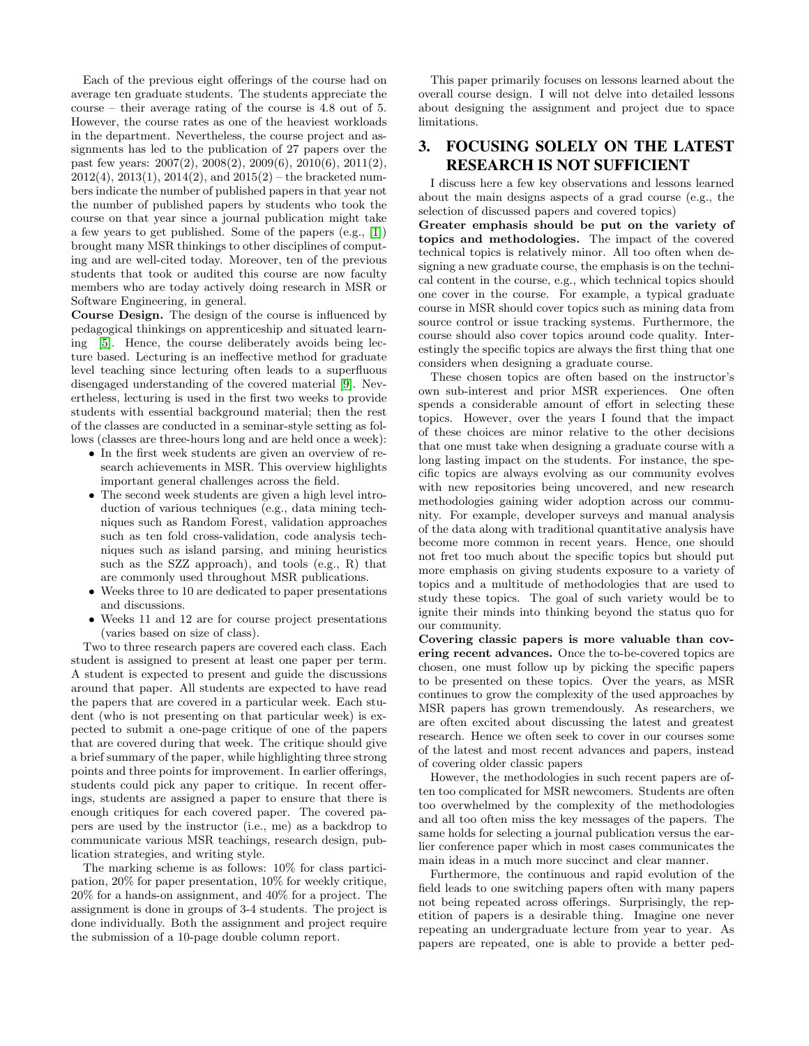Each of the previous eight offerings of the course had on average ten graduate students. The students appreciate the course – their average rating of the course is 4.8 out of 5. However, the course rates as one of the heaviest workloads in the department. Nevertheless, the course project and assignments has led to the publication of 27 papers over the past few years: 2007(2), 2008(2), 2009(6), 2010(6), 2011(2), 2012(4), 2013(1), 2014(2), and 2015(2) – the bracketed numbers indicate the number of published papers in that year not the number of published papers by students who took the course on that year since a journal publication might take a few years to get published. Some of the papers (e.g., [1]) brought many MSR thinkings to other disciplines of computing and are well-cited today. Moreover, ten of the previous students that took or audited this course are now faculty members who are today actively doing research in MSR or Software Engineering, in general.

**Course Design.** The design of the course is influenced by pedagogical thinkings on apprenticeship and situated learning [5]. Hence, the course deliberately avoids being lecture based. Lecturing is an ineffective method for graduate level teaching since lecturing often leads to a superfluous disengaged understanding of the covered material [9]. Nevertheless, lecturing is used in the first two weeks to provide students with essential background material; then the rest of the classes are conducted in a seminar-style setting as follows (classes are three-hours long and are held once a week):

- In the first week students are given an overview of research achievements in MSR. This overview highlights important general challenges across the field.
- The second week students are given a high level introduction of various techniques (e.g., data mining techniques such as Random Forest, validation approaches such as ten fold cross-validation, code analysis techniques such as island parsing, and mining heuristics such as the SZZ approach), and tools (e.g., R) that are commonly used throughout MSR publications.
- Weeks three to 10 are dedicated to paper presentations and discussions.
- Weeks 11 and 12 are for course project presentations (varies based on size of class).

Two to three research papers are covered each class. Each student is assigned to present at least one paper per term. A student is expected to present and guide the discussions around that paper. All students are expected to have read the papers that are covered in a particular week. Each student (who is not presenting on that particular week) is expected to submit a one-page critique of one of the papers that are covered during that week. The critique should give a brief summary of the paper, while highlighting three strong points and three points for improvement. In earlier offerings, students could pick any paper to critique. In recent offerings, students are assigned a paper to ensure that there is enough critiques for each covered paper. The covered papers are used by the instructor (i.e., me) as a backdrop to communicate various MSR teachings, research design, publication strategies, and writing style.

The marking scheme is as follows: 10% for class participation, 20% for paper presentation, 10% for weekly critique, 20% for a hands-on assignment, and 40% for a project. The assignment is done in groups of 3-4 students. The project is done individually. Both the assignment and project require the submission of a 10-page double column report.

This paper primarily focuses on lessons learned about the overall course design. I will not delve into detailed lessons about designing the assignment and project due to space limitations.

# 3. FOCUSING SOLELY ON THE LATEST RESEARCH IS NOT SUFFICIENT

I discuss here a few key observations and lessons learned about the main designs aspects of a grad course (e.g., the selection of discussed papers and covered topics)

**Greater emphasis should be put on the variety of topics and methodologies.** The impact of the covered technical topics is relatively minor. All too often when designing a new graduate course, the emphasis is on the technical content in the course, e.g., which technical topics should one cover in the course. For example, a typical graduate course in MSR should cover topics such as mining data from source control or issue tracking systems. Furthermore, the course should also cover topics around code quality. Interestingly the specific topics are always the first thing that one considers when designing a graduate course.

These chosen topics are often based on the instructor's own sub-interest and prior MSR experiences. One often spends a considerable amount of effort in selecting these topics. However, over the years I found that the impact of these choices are minor relative to the other decisions that one must take when designing a graduate course with a long lasting impact on the students. For instance, the specific topics are always evolving as our community evolves with new repositories being uncovered, and new research methodologies gaining wider adoption across our community. For example, developer surveys and manual analysis of the data along with traditional quantitative analysis have become more common in recent years. Hence, one should not fret too much about the specific topics but should put more emphasis on giving students exposure to a variety of topics and a multitude of methodologies that are used to study these topics. The goal of such variety would be to ignite their minds into thinking beyond the status quo for our community.

**Covering classic papers is more valuable than covering recent advances.** Once the to-be-covered topics are chosen, one must follow up by picking the specific papers to be presented on these topics. Over the years, as MSR continues to grow the complexity of the used approaches by MSR papers has grown tremendously. As researchers, we are often excited about discussing the latest and greatest research. Hence we often seek to cover in our courses some of the latest and most recent advances and papers, instead of covering older classic papers

However, the methodologies in such recent papers are often too complicated for MSR newcomers. Students are often too overwhelmed by the complexity of the methodologies and all too often miss the key messages of the papers. The same holds for selecting a journal publication versus the earlier conference paper which in most cases communicates the main ideas in a much more succinct and clear manner.

Furthermore, the continuous and rapid evolution of the field leads to one switching papers often with many papers not being repeated across offerings. Surprisingly, the repetition of papers is a desirable thing. Imagine one never repeating an undergraduate lecture from year to year. As papers are repeated, one is able to provide a better ped-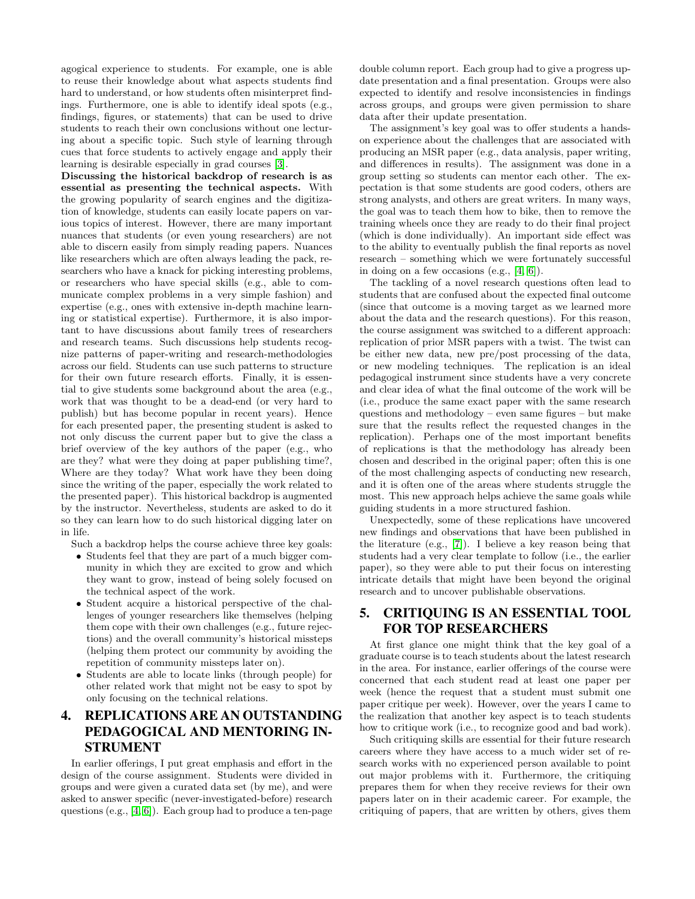agogical experience to students. For example, one is able to reuse their knowledge about what aspects students find hard to understand, or how students often misinterpret findings. Furthermore, one is able to identify ideal spots (e.g., findings, figures, or statements) that can be used to drive students to reach their own conclusions without one lecturing about a specific topic. Such style of learning through cues that force students to actively engage and apply their learning is desirable especially in grad courses [3].

**Discussing the historical backdrop of research is as essential as presenting the technical aspects.** With the growing popularity of search engines and the digitization of knowledge, students can easily locate papers on various topics of interest. However, there are many important nuances that students (or even young researchers) are not able to discern easily from simply reading papers. Nuances like researchers which are often always leading the pack, researchers who have a knack for picking interesting problems, or researchers who have special skills (e.g., able to communicate complex problems in a very simple fashion) and expertise (e.g., ones with extensive in-depth machine learning or statistical expertise). Furthermore, it is also important to have discussions about family trees of researchers and research teams. Such discussions help students recognize patterns of paper-writing and research-methodologies across our field. Students can use such patterns to structure for their own future research efforts. Finally, it is essential to give students some background about the area (e.g., work that was thought to be a dead-end (or very hard to publish) but has become popular in recent years). Hence for each presented paper, the presenting student is asked to not only discuss the current paper but to give the class a brief overview of the key authors of the paper (e.g., who are they? what were they doing at paper publishing time?, Where are they today? What work have they been doing since the writing of the paper, especially the work related to the presented paper). This historical backdrop is augmented by the instructor. Nevertheless, students are asked to do it so they can learn how to do such historical digging later on in life.

Such a backdrop helps the course achieve three key goals:

- Students feel that they are part of a much bigger community in which they are excited to grow and which they want to grow, instead of being solely focused on the technical aspect of the work.
- Student acquire a historical perspective of the challenges of younger researchers like themselves (helping them cope with their own challenges (e.g., future rejections) and the overall community's historical missteps (helping them protect our community by avoiding the repetition of community missteps later on).
- Students are able to locate links (through people) for other related work that might not be easy to spot by only focusing on the technical relations.

## 4. REPLICATIONS ARE AN OUTSTANDING PEDAGOGICAL AND MENTORING INSTRUMENT

In earlier offerings, I put great emphasis and effort in the design of the course assignment. Students were divided in groups and were given a curated data set (by me), and were asked to answer specific (never-investigated-before) research questions (e.g., [4, 6]). Each group had to produce a ten-page double column report. Each group had to give a progress update presentation and a final presentation. Groups were also expected to identify and resolve inconsistencies in findings across groups, and groups were given permission to share data after their update presentation.

The assignment's key goal was to offer students a hands-on experience about the challenges that are associated with producing an MSR paper (e.g., data analysis, paper writing, and differences in results). The assignment was done in a group setting so students can mentor each other. The expectation is that some students are good coders, others are strong analysts, and others are great writers. In many ways, the goal was to teach them how to bike, then to remove the training wheels once they are ready to do their final project (which is done individually). An important side effect was to the ability to eventually publish the final reports as novel research – something which we were fortunately successful in doing on a few occasions (e.g., [4, 6]).

The tackling of a novel research questions often lead to students that are confused about the expected final outcome (since that outcome is a moving target as we learned more about the data and the research questions). For this reason, the course assignment was switched to a different approach: replication of prior MSR papers with a twist. The twist can be either new data, new pre/post processing of the data, or new modeling techniques. The replication is an ideal pedagogical instrument since students have a very concrete and clear idea of what the final outcome of the work will be (i.e., produce the same exact paper with the same research questions and methodology – even same figures – but make sure that the results reflect the requested changes in the replication). Perhaps one of the most important benefits of replications is that the methodology has already been chosen and described in the original paper; often this is one of the most challenging aspects of conducting new research, and it is often one of the areas where students struggle the most. This new approach helps achieve the same goals while guiding students in a more structured fashion.

Unexpectedly, some of these replications have uncovered new findings and observations that have been published in the literature (e.g., [7]). I believe a key reason being that students had a very clear template to follow (i.e., the earlier paper), so they were able to put their focus on interesting intricate details that might have been beyond the original research and to uncover publishable observations.

## 5. CRITIQUING IS AN ESSENTIAL TOOL FOR TOP RESEARCHERS

At first glance one might think that the key goal of a graduate course is to teach students about the latest research in the area. For instance, earlier offerings of the course were concerned that each student read at least one paper per week (hence the request that a student must submit one paper critique per week). However, over the years I came to the realization that another key aspect is to teach students how to critique work (i.e., to recognize good and bad work).

Such critiquing skills are essential for their future research careers where they have access to a much wider set of research works with no experienced person available to point out major problems with it. Furthermore, the critiquing prepares them for when they receive reviews for their own papers later on in their academic career. For example, the critiquing of papers, that are written by others, gives them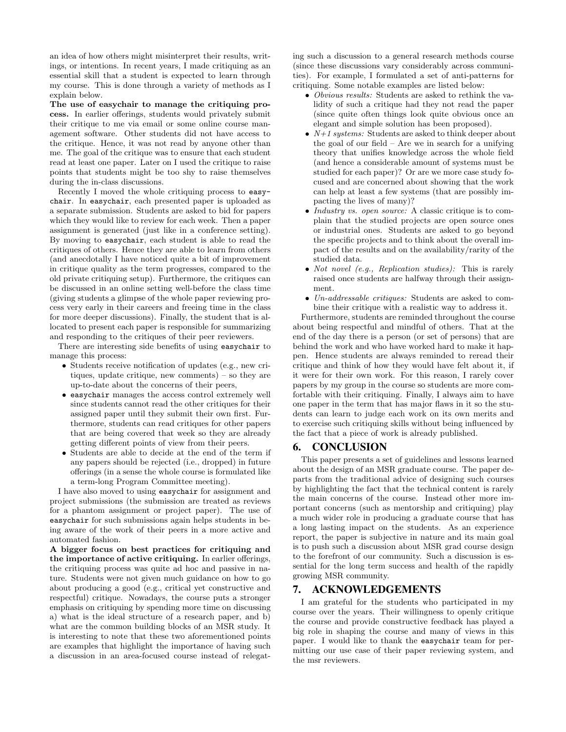an idea of how others might misinterpret their results, writings, or intentions. In recent years, I made critiquing as an essential skill that a student is expected to learn through my course. This is done through a variety of methods as I explain below.

**The use of easychair to manage the critiquing process.** In earlier offerings, students would privately submit their critique to me via email or some online course management software. Other students did not have access to the critique. Hence, it was not read by anyone other than me. The goal of the critique was to ensure that each student read at least one paper. Later on I used the critique to raise points that students might be too shy to raise themselves during the in-class discussions.

Recently I moved the whole critiquing process to `easychair`. In `easychair`, each presented paper is uploaded as a separate submission. Students are asked to bid for papers which they would like to review for each week. Then a paper assignment is generated (just like in a conference setting). By moving to `easychair`, each student is able to read the critiques of others. Hence they are able to learn from others (and anecdotally I have noticed quite a bit of improvement in critique quality as the term progresses, compared to the old private critiquing setup). Furthermore, the critiques can be discussed in an online setting well-before the class time (giving students a glimpse of the whole paper reviewing process very early in their careers and freeing time in the class for more deeper discussions). Finally, the student that is allocated to present each paper is responsible for summarizing and responding to the critiques of their peer reviewers.

There are interesting side benefits of using `easychair` to manage this process:

- Students receive notification of updates (e.g., new critiques, update critique, new comments) – so they are up-to-date about the concerns of their peers,
- `easychair` manages the access control extremely well since students cannot read the other critiques for their assigned paper until they submit their own first. Furthermore, students can read critiques for other papers that are being covered that week so they are already getting different points of view from their peers.
- Students are able to decide at the end of the term if any papers should be rejected (i.e., dropped) in future offerings (in a sense the whole course is formulated like a term-long Program Committee meeting).

I have also moved to using `easychair` for assignment and project submissions (the submission are treated as reviews for a phantom assignment or project paper). The use of `easychair` for such submissions again helps students in being aware of the work of their peers in a more active and automated fashion.

**A bigger focus on best practices for critiquing and the importance of active critiquing.** In earlier offerings, the critiquing process was quite ad hoc and passive in nature. Students were not given much guidance on how to go about producing a good (e.g., critical yet constructive and respectful) critique. Nowadays, the course puts a stronger emphasis on critiquing by spending more time on discussing a) what is the ideal structure of a research paper, and b) what are the common building blocks of an MSR study. It is interesting to note that these two aforementioned points are examples that highlight the importance of having such a discussion in an area-focused course instead of relegating such a discussion to a general research methods course (since these discussions vary considerably across communities). For example, I formulated a set of anti-patterns for critiquing. Some notable examples are listed below:

- *Obvious results:* Students are asked to rethink the validity of such a critique had they not read the paper (since quite often things look quite obvious once an elegant and simple solution has been proposed).
- *N+1 systems:* Students are asked to think deeper about the goal of our field – Are we in search for a unifying theory that unifies knowledge across the whole field (and hence a considerable amount of systems must be studied for each paper)? Or are we more case study focused and are concerned about showing that the work can help at least a few systems (that are possibly impacting the lives of many)?
- *Industry vs. open source:* A classic critique is to complain that the studied projects are open source ones or industrial ones. Students are asked to go beyond the specific projects and to think about the overall impact of the results and on the availability/rarity of the studied data.
- *Not novel (e.g., Replication studies):* This is rarely raised once students are halfway through their assignment.
- *Un-addressable critiques:* Students are asked to combine their critique with a realistic way to address it.

Furthermore, students are reminded throughout the course about being respectful and mindful of others. That at the end of the day there is a person (or set of persons) that are behind the work and who have worked hard to make it happen. Hence students are always reminded to reread their critique and think of how they would have felt about it, if it were for their own work. For this reason, I rarely cover papers by my group in the course so students are more comfortable with their critiquing. Finally, I always aim to have one paper in the term that has major flaws in it so the students can learn to judge each work on its own merits and to exercise such critiquing skills without being influenced by the fact that a piece of work is already published.

## 6. CONCLUSION

This paper presents a set of guidelines and lessons learned about the design of an MSR graduate course. The paper departs from the traditional advice of designing such courses by highlighting the fact that the technical content is rarely the main concerns of the course. Instead other more important concerns (such as mentorship and critiquing) play a much wider role in producing a graduate course that has a long lasting impact on the students. As an experience report, the paper is subjective in nature and its main goal is to push such a discussion about MSR grad course design to the forefront of our community. Such a discussion is essential for the long term success and health of the rapidly growing MSR community.

## 7. ACKNOWLEDGEMENTS

I am grateful for the students who participated in my course over the years. Their willingness to openly critique the course and provide constructive feedback has played a big role in shaping the course and many of views in this paper. I would like to thank the `easychair` team for permitting our use case of their paper reviewing system, and the msr reviewers.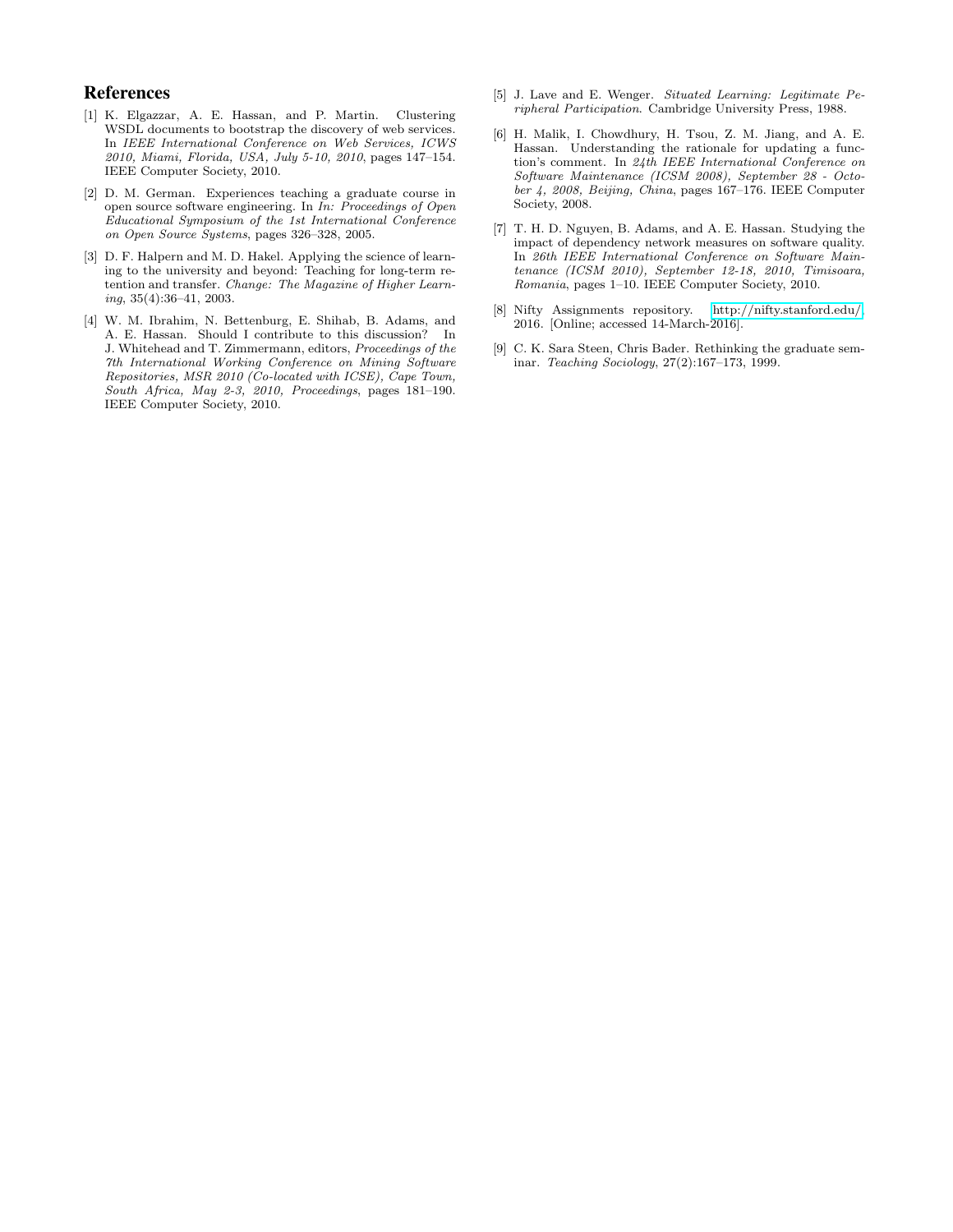## References

[1] K. Elgazzar, A. E. Hassan, and P. Martin. Clustering WSDL documents to bootstrap the discovery of web services. In *IEEE International Conference on Web Services, ICWS 2010, Miami, Florida, USA, July 5-10, 2010*, pages 147–154. IEEE Computer Society, 2010.

[2] D. M. German. Experiences teaching a graduate course in open source software engineering. In *In: Proceedings of Open Educational Symposium of the 1st International Conference on Open Source Systems*, pages 326–328, 2005.

[3] D. F. Halpern and M. D. Hakel. Applying the science of learning to the university and beyond: Teaching for long-term retention and transfer. *Change: The Magazine of Higher Learning*, 35(4):36–41, 2003.

[4] W. M. Ibrahim, N. Bettenburg, E. Shihab, B. Adams, and A. E. Hassan. Should I contribute to this discussion? In J. Whitehead and T. Zimmermann, editors, *Proceedings of the 7th International Working Conference on Mining Software Repositories, MSR 2010 (Co-located with ICSE), Cape Town, South Africa, May 2-3, 2010, Proceedings*, pages 181–190. IEEE Computer Society, 2010.

[5] J. Lave and E. Wenger. *Situated Learning: Legitimate Peripheral Participation*. Cambridge University Press, 1988.

[6] H. Malik, I. Chowdhury, H. Tsou, Z. M. Jiang, and A. E. Hassan. Understanding the rationale for updating a function's comment. In *24th IEEE International Conference on Software Maintenance (ICSM 2008), September 28 - October 4, 2008, Beijing, China*, pages 167–176. IEEE Computer Society, 2008.

[7] T. H. D. Nguyen, B. Adams, and A. E. Hassan. Studying the impact of dependency network measures on software quality. In *26th IEEE International Conference on Software Maintenance (ICSM 2010), September 12-18, 2010, Timisoara, Romania*, pages 1–10. IEEE Computer Society, 2010.

[8] Nifty Assignments repository. http://nifty.stanford.edu/, 2016. [Online; accessed 14-March-2016].

[9] C. K. Sara Steen, Chris Bader. Rethinking the graduate seminar. *Teaching Sociology*, 27(2):167–173, 1999.